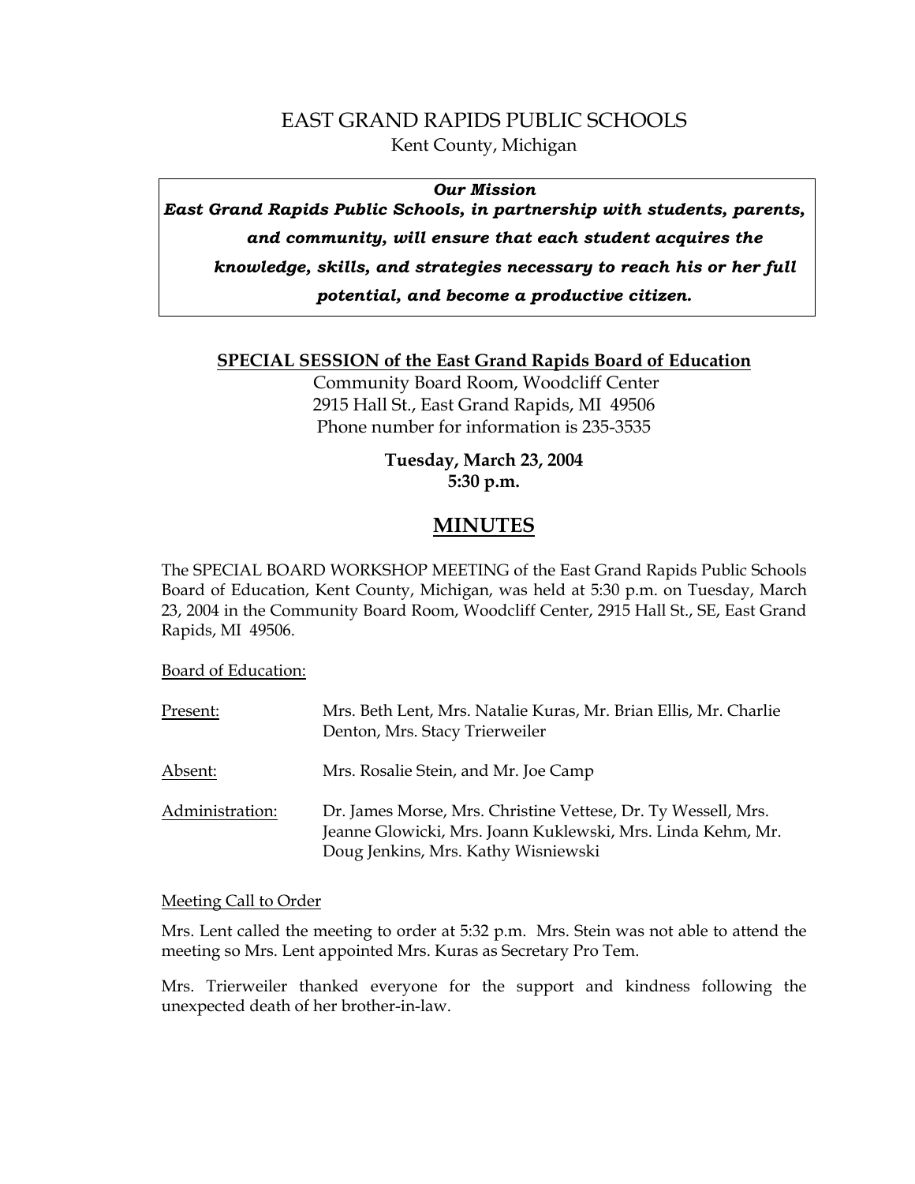# EAST GRAND RAPIDS PUBLIC SCHOOLS

Kent County, Michigan

> ***Our Mission***
> ***East Grand Rapids Public Schools, in partnership with students, parents, and community, will ensure that each student acquires the knowledge, skills, and strategies necessary to reach his or her full potential, and become a productive citizen.***

**SPECIAL SESSION of the East Grand Rapids Board of Education**

Community Board Room, Woodcliff Center
2915 Hall St., East Grand Rapids, MI 49506
Phone number for information is 235-3535

**Tuesday, March 23, 2004**
**5:30 p.m.**

## MINUTES

The SPECIAL BOARD WORKSHOP MEETING of the East Grand Rapids Public Schools Board of Education, Kent County, Michigan, was held at 5:30 p.m. on Tuesday, March 23, 2004 in the Community Board Room, Woodcliff Center, 2915 Hall St., SE, East Grand Rapids, MI 49506.

Board of Education:

| | |
|---|---|
| Present: | Mrs. Beth Lent, Mrs. Natalie Kuras, Mr. Brian Ellis, Mr. Charlie Denton, Mrs. Stacy Trierweiler |
| Absent: | Mrs. Rosalie Stein, and Mr. Joe Camp |
| Administration: | Dr. James Morse, Mrs. Christine Vettese, Dr. Ty Wessell, Mrs. Jeanne Glowicki, Mrs. Joann Kuklewski, Mrs. Linda Kehm, Mr. Doug Jenkins, Mrs. Kathy Wisniewski |

Meeting Call to Order

Mrs. Lent called the meeting to order at 5:32 p.m. Mrs. Stein was not able to attend the meeting so Mrs. Lent appointed Mrs. Kuras as Secretary Pro Tem.

Mrs. Trierweiler thanked everyone for the support and kindness following the unexpected death of her brother-in-law.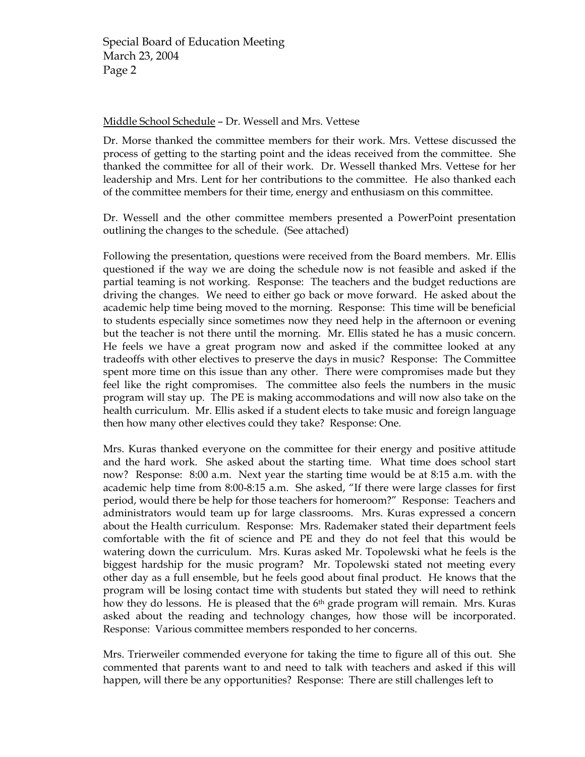Middle School Schedule – Dr. Wessell and Mrs. Vettese

Dr. Morse thanked the committee members for their work. Mrs. Vettese discussed the process of getting to the starting point and the ideas received from the committee. She thanked the committee for all of their work. Dr. Wessell thanked Mrs. Vettese for her leadership and Mrs. Lent for her contributions to the committee. He also thanked each of the committee members for their time, energy and enthusiasm on this committee.

Dr. Wessell and the other committee members presented a PowerPoint presentation outlining the changes to the schedule. (See attached)

Following the presentation, questions were received from the Board members. Mr. Ellis questioned if the way we are doing the schedule now is not feasible and asked if the partial teaming is not working. Response: The teachers and the budget reductions are driving the changes. We need to either go back or move forward. He asked about the academic help time being moved to the morning. Response: This time will be beneficial to students especially since sometimes now they need help in the afternoon or evening but the teacher is not there until the morning. Mr. Ellis stated he has a music concern. He feels we have a great program now and asked if the committee looked at any tradeoffs with other electives to preserve the days in music? Response: The Committee spent more time on this issue than any other. There were compromises made but they feel like the right compromises. The committee also feels the numbers in the music program will stay up. The PE is making accommodations and will now also take on the health curriculum. Mr. Ellis asked if a student elects to take music and foreign language then how many other electives could they take? Response: One.

Mrs. Kuras thanked everyone on the committee for their energy and positive attitude and the hard work. She asked about the starting time. What time does school start now? Response: 8:00 a.m. Next year the starting time would be at 8:15 a.m. with the academic help time from 8:00-8:15 a.m. She asked, "If there were large classes for first period, would there be help for those teachers for homeroom?" Response: Teachers and administrators would team up for large classrooms. Mrs. Kuras expressed a concern about the Health curriculum. Response: Mrs. Rademaker stated their department feels comfortable with the fit of science and PE and they do not feel that this would be watering down the curriculum. Mrs. Kuras asked Mr. Topolewski what he feels is the biggest hardship for the music program? Mr. Topolewski stated not meeting every other day as a full ensemble, but he feels good about final product. He knows that the program will be losing contact time with students but stated they will need to rethink how they do lessons. He is pleased that the 6th grade program will remain. Mrs. Kuras asked about the reading and technology changes, how those will be incorporated. Response: Various committee members responded to her concerns.

Mrs. Trierweiler commended everyone for taking the time to figure all of this out. She commented that parents want to and need to talk with teachers and asked if this will happen, will there be any opportunities? Response: There are still challenges left to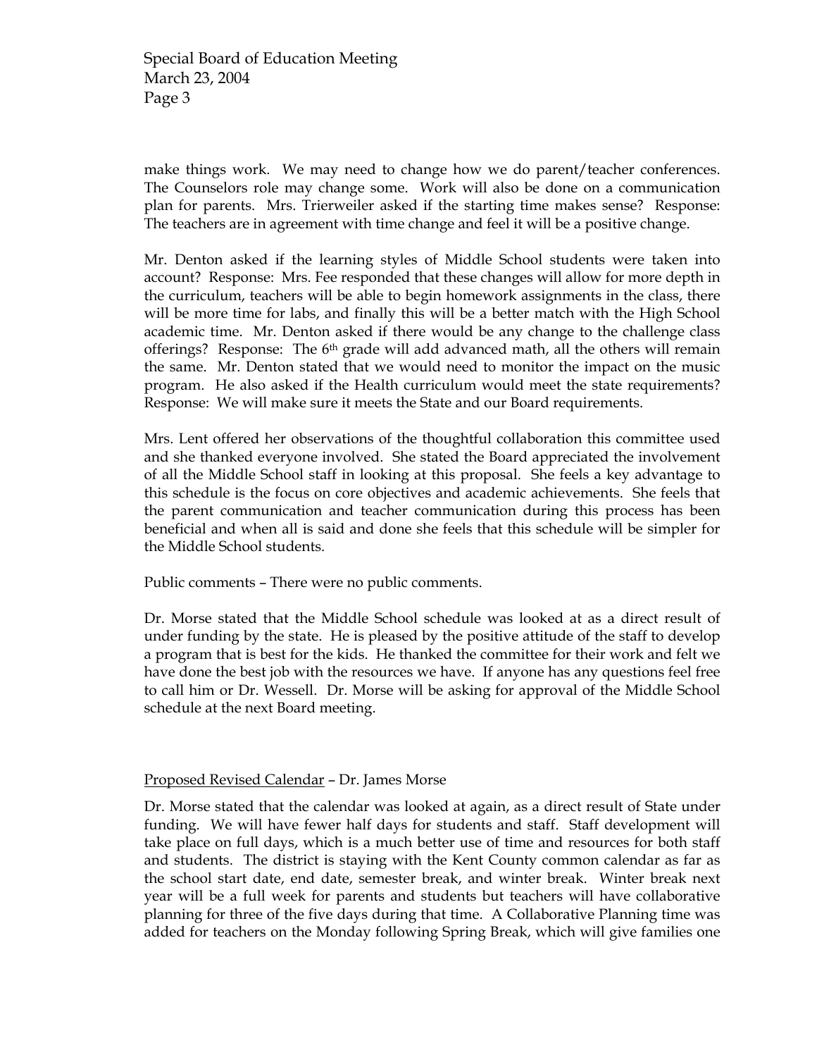make things work. We may need to change how we do parent/teacher conferences. The Counselors role may change some. Work will also be done on a communication plan for parents. Mrs. Trierweiler asked if the starting time makes sense? Response: The teachers are in agreement with time change and feel it will be a positive change.

Mr. Denton asked if the learning styles of Middle School students were taken into account? Response: Mrs. Fee responded that these changes will allow for more depth in the curriculum, teachers will be able to begin homework assignments in the class, there will be more time for labs, and finally this will be a better match with the High School academic time. Mr. Denton asked if there would be any change to the challenge class offerings? Response: The 6th grade will add advanced math, all the others will remain the same. Mr. Denton stated that we would need to monitor the impact on the music program. He also asked if the Health curriculum would meet the state requirements? Response: We will make sure it meets the State and our Board requirements.

Mrs. Lent offered her observations of the thoughtful collaboration this committee used and she thanked everyone involved. She stated the Board appreciated the involvement of all the Middle School staff in looking at this proposal. She feels a key advantage to this schedule is the focus on core objectives and academic achievements. She feels that the parent communication and teacher communication during this process has been beneficial and when all is said and done she feels that this schedule will be simpler for the Middle School students.

Public comments – There were no public comments.

Dr. Morse stated that the Middle School schedule was looked at as a direct result of under funding by the state. He is pleased by the positive attitude of the staff to develop a program that is best for the kids. He thanked the committee for their work and felt we have done the best job with the resources we have. If anyone has any questions feel free to call him or Dr. Wessell. Dr. Morse will be asking for approval of the Middle School schedule at the next Board meeting.

<u>Proposed Revised Calendar</u> – Dr. James Morse

Dr. Morse stated that the calendar was looked at again, as a direct result of State under funding. We will have fewer half days for students and staff. Staff development will take place on full days, which is a much better use of time and resources for both staff and students. The district is staying with the Kent County common calendar as far as the school start date, end date, semester break, and winter break. Winter break next year will be a full week for parents and students but teachers will have collaborative planning for three of the five days during that time. A Collaborative Planning time was added for teachers on the Monday following Spring Break, which will give families one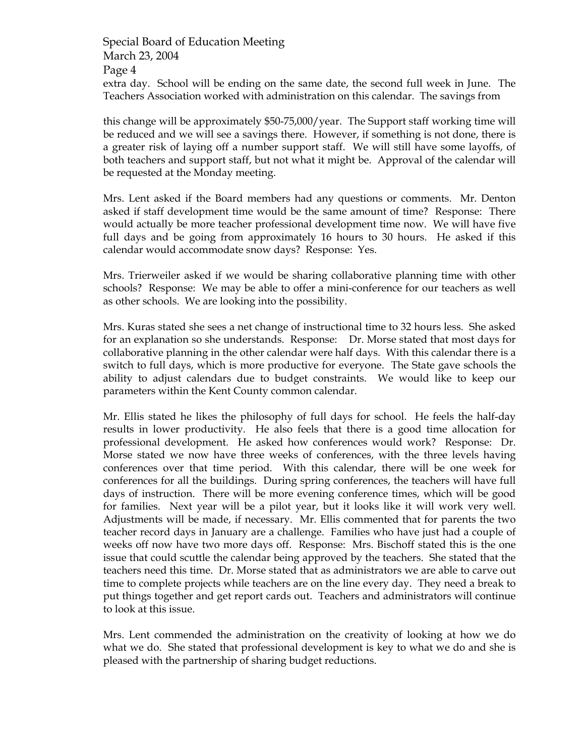extra day. School will be ending on the same date, the second full week in June. The Teachers Association worked with administration on this calendar. The savings from

this change will be approximately $50-75,000/year. The Support staff working time will be reduced and we will see a savings there. However, if something is not done, there is a greater risk of laying off a number support staff. We will still have some layoffs, of both teachers and support staff, but not what it might be. Approval of the calendar will be requested at the Monday meeting.

Mrs. Lent asked if the Board members had any questions or comments. Mr. Denton asked if staff development time would be the same amount of time? Response: There would actually be more teacher professional development time now. We will have five full days and be going from approximately 16 hours to 30 hours. He asked if this calendar would accommodate snow days? Response: Yes.

Mrs. Trierweiler asked if we would be sharing collaborative planning time with other schools? Response: We may be able to offer a mini-conference for our teachers as well as other schools. We are looking into the possibility.

Mrs. Kuras stated she sees a net change of instructional time to 32 hours less. She asked for an explanation so she understands. Response: Dr. Morse stated that most days for collaborative planning in the other calendar were half days. With this calendar there is a switch to full days, which is more productive for everyone. The State gave schools the ability to adjust calendars due to budget constraints. We would like to keep our parameters within the Kent County common calendar.

Mr. Ellis stated he likes the philosophy of full days for school. He feels the half-day results in lower productivity. He also feels that there is a good time allocation for professional development. He asked how conferences would work? Response: Dr. Morse stated we now have three weeks of conferences, with the three levels having conferences over that time period. With this calendar, there will be one week for conferences for all the buildings. During spring conferences, the teachers will have full days of instruction. There will be more evening conference times, which will be good for families. Next year will be a pilot year, but it looks like it will work very well. Adjustments will be made, if necessary. Mr. Ellis commented that for parents the two teacher record days in January are a challenge. Families who have just had a couple of weeks off now have two more days off. Response: Mrs. Bischoff stated this is the one issue that could scuttle the calendar being approved by the teachers. She stated that the teachers need this time. Dr. Morse stated that as administrators we are able to carve out time to complete projects while teachers are on the line every day. They need a break to put things together and get report cards out. Teachers and administrators will continue to look at this issue.

Mrs. Lent commended the administration on the creativity of looking at how we do what we do. She stated that professional development is key to what we do and she is pleased with the partnership of sharing budget reductions.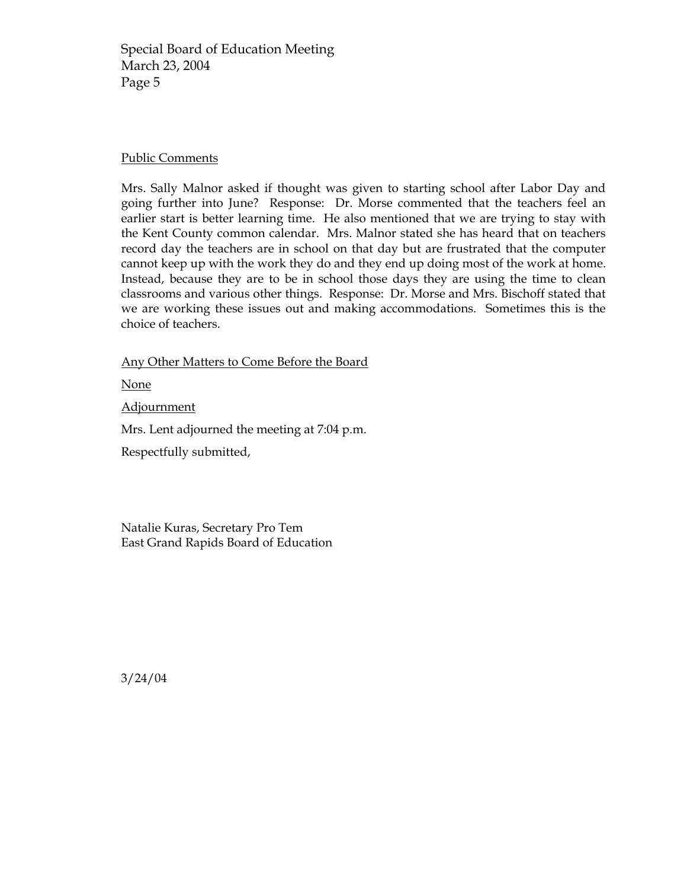Public Comments

Mrs. Sally Malnor asked if thought was given to starting school after Labor Day and going further into June? Response: Dr. Morse commented that the teachers feel an earlier start is better learning time. He also mentioned that we are trying to stay with the Kent County common calendar. Mrs. Malnor stated she has heard that on teachers record day the teachers are in school on that day but are frustrated that the computer cannot keep up with the work they do and they end up doing most of the work at home. Instead, because they are to be in school those days they are using the time to clean classrooms and various other things. Response: Dr. Morse and Mrs. Bischoff stated that we are working these issues out and making accommodations. Sometimes this is the choice of teachers.

Any Other Matters to Come Before the Board

None

Adjournment

Mrs. Lent adjourned the meeting at 7:04 p.m.

Respectfully submitted,

Natalie Kuras, Secretary Pro Tem
East Grand Rapids Board of Education

3/24/04